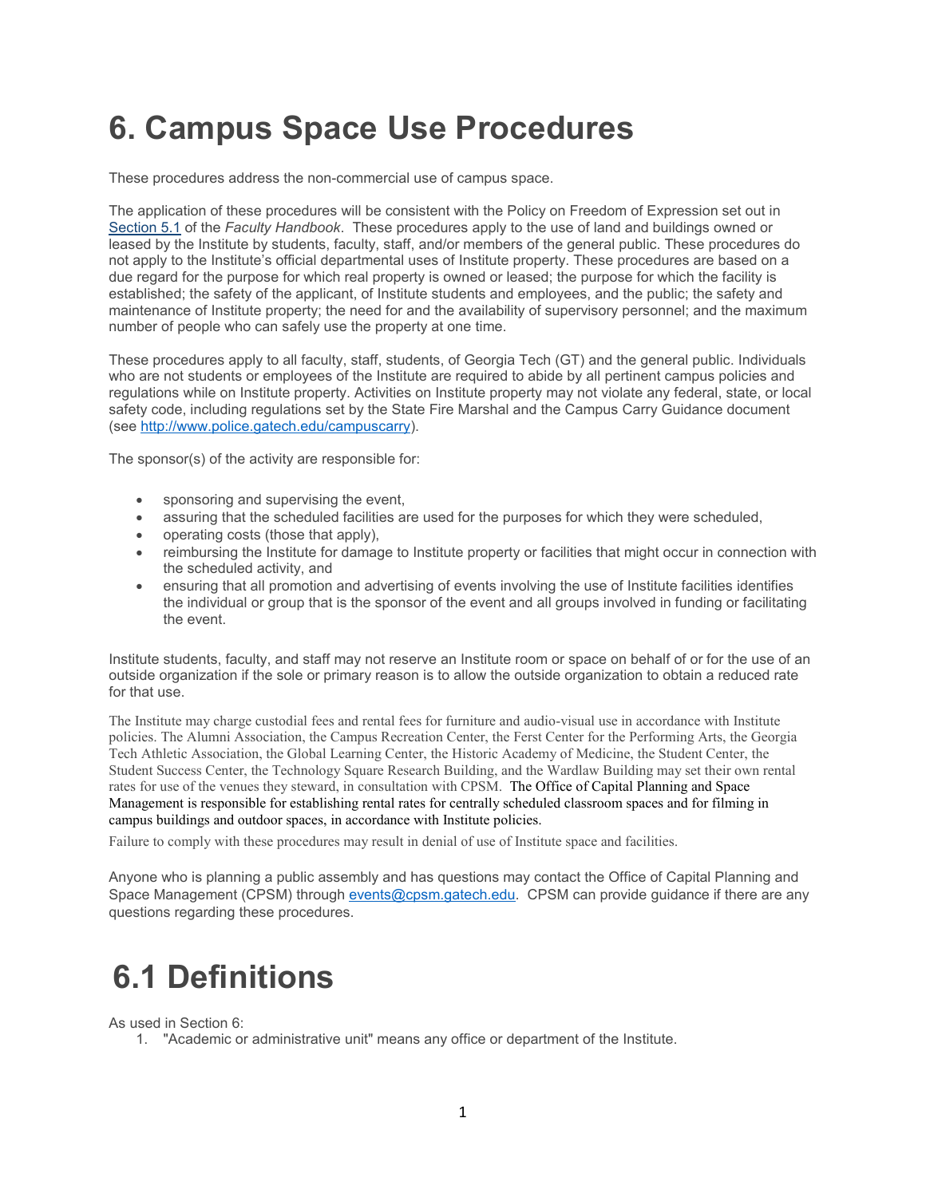# 6. Campus Space Use Procedures

These procedures address the non-commercial use of campus space.

The application of these procedures will be consistent with the Policy on Freedom of Expression set out in [Section 5.1](#) of the *Faculty Handbook*. These procedures apply to the use of land and buildings owned or leased by the Institute by students, faculty, staff, and/or members of the general public. These procedures do not apply to the Institute's official departmental uses of Institute property. These procedures are based on a due regard for the purpose for which real property is owned or leased; the purpose for which the facility is established; the safety of the applicant, of Institute students and employees, and the public; the safety and maintenance of Institute property; the need for and the availability of supervisory personnel; and the maximum number of people who can safely use the property at one time.

These procedures apply to all faculty, staff, students, of Georgia Tech (GT) and the general public. Individuals who are not students or employees of the Institute are required to abide by all pertinent campus policies and regulations while on Institute property. Activities on Institute property may not violate any federal, state, or local safety code, including regulations set by the State Fire Marshal and the Campus Carry Guidance document (see http://www.police.gatech.edu/campuscarry).

The sponsor(s) of the activity are responsible for:

- sponsoring and supervising the event,
- assuring that the scheduled facilities are used for the purposes for which they were scheduled,
- operating costs (those that apply),
- reimbursing the Institute for damage to Institute property or facilities that might occur in connection with the scheduled activity, and
- ensuring that all promotion and advertising of events involving the use of Institute facilities identifies the individual or group that is the sponsor of the event and all groups involved in funding or facilitating the event.

Institute students, faculty, and staff may not reserve an Institute room or space on behalf of or for the use of an outside organization if the sole or primary reason is to allow the outside organization to obtain a reduced rate for that use.

The Institute may charge custodial fees and rental fees for furniture and audio-visual use in accordance with Institute policies. The Alumni Association, the Campus Recreation Center, the Ferst Center for the Performing Arts, the Georgia Tech Athletic Association, the Global Learning Center, the Historic Academy of Medicine, the Student Center, the Student Success Center, the Technology Square Research Building, and the Wardlaw Building may set their own rental rates for use of the venues they steward, in consultation with CPSM. The Office of Capital Planning and Space Management is responsible for establishing rental rates for centrally scheduled classroom spaces and for filming in campus buildings and outdoor spaces, in accordance with Institute policies.

Failure to comply with these procedures may result in denial of use of Institute space and facilities.

Anyone who is planning a public assembly and has questions may contact the Office of Capital Planning and Space Management (CPSM) through events@cpsm.gatech.edu. CPSM can provide guidance if there are any questions regarding these procedures.

# 6.1 Definitions

As used in Section 6:

1. "Academic or administrative unit" means any office or department of the Institute.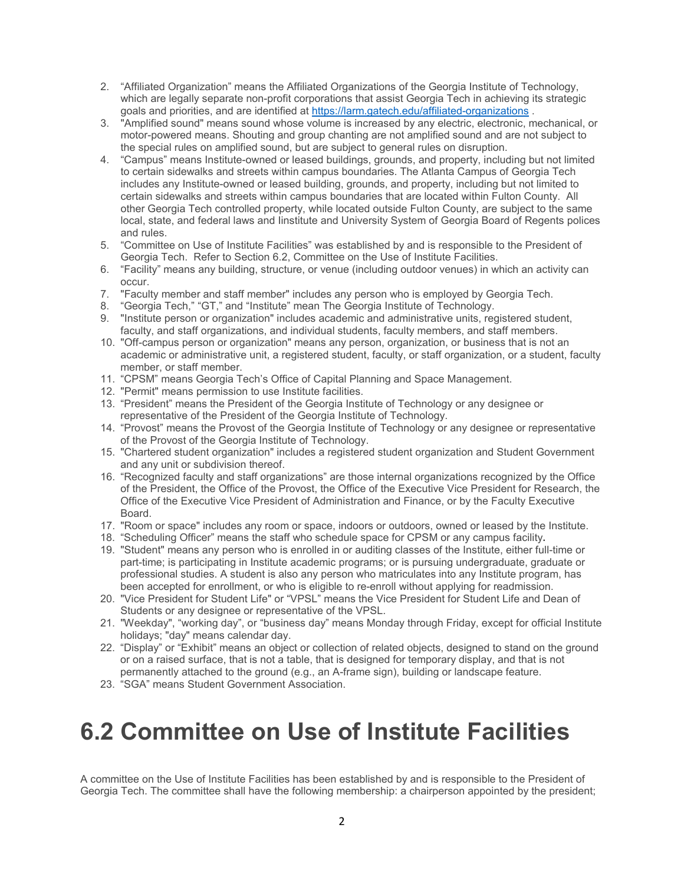2. “Affiliated Organization” means the Affiliated Organizations of the Georgia Institute of Technology, which are legally separate non-profit corporations that assist Georgia Tech in achieving its strategic goals and priorities, and are identified at https://larm.gatech.edu/affiliated-organizations .
3. "Amplified sound" means sound whose volume is increased by any electric, electronic, mechanical, or motor-powered means. Shouting and group chanting are not amplified sound and are not subject to the special rules on amplified sound, but are subject to general rules on disruption.
4. “Campus” means Institute-owned or leased buildings, grounds, and property, including but not limited to certain sidewalks and streets within campus boundaries. The Atlanta Campus of Georgia Tech includes any Institute-owned or leased building, grounds, and property, including but not limited to certain sidewalks and streets within campus boundaries that are located within Fulton County. All other Georgia Tech controlled property, while located outside Fulton County, are subject to the same local, state, and federal laws and Iinstitute and University System of Georgia Board of Regents polices and rules.
5. “Committee on Use of Institute Facilities” was established by and is responsible to the President of Georgia Tech. Refer to Section 6.2, Committee on the Use of Institute Facilities.
6. “Facility” means any building, structure, or venue (including outdoor venues) in which an activity can occur.
7. "Faculty member and staff member" includes any person who is employed by Georgia Tech.
8. “Georgia Tech,” “GT,” and “Institute” mean The Georgia Institute of Technology.
9. "Institute person or organization" includes academic and administrative units, registered student, faculty, and staff organizations, and individual students, faculty members, and staff members.
10. "Off-campus person or organization" means any person, organization, or business that is not an academic or administrative unit, a registered student, faculty, or staff organization, or a student, faculty member, or staff member.
11. “CPSM” means Georgia Tech’s Office of Capital Planning and Space Management.
12. "Permit" means permission to use Institute facilities.
13. “President” means the President of the Georgia Institute of Technology or any designee or representative of the President of the Georgia Institute of Technology.
14. “Provost” means the Provost of the Georgia Institute of Technology or any designee or representative of the Provost of the Georgia Institute of Technology.
15. "Chartered student organization" includes a registered student organization and Student Government and any unit or subdivision thereof.
16. “Recognized faculty and staff organizations” are those internal organizations recognized by the Office of the President, the Office of the Provost, the Office of the Executive Vice President for Research, the Office of the Executive Vice President of Administration and Finance, or by the Faculty Executive Board.
17. "Room or space" includes any room or space, indoors or outdoors, owned or leased by the Institute.
18. “Scheduling Officer” means the staff who schedule space for CPSM or any campus facility**.**
19. "Student" means any person who is enrolled in or auditing classes of the Institute, either full-time or part-time; is participating in Institute academic programs; or is pursuing undergraduate, graduate or professional studies. A student is also any person who matriculates into any Institute program, has been accepted for enrollment, or who is eligible to re-enroll without applying for readmission.
20. "Vice President for Student Life" or “VPSL” means the Vice President for Student Life and Dean of Students or any designee or representative of the VPSL.
21. "Weekday", “working day”, or “business day” means Monday through Friday, except for official Institute holidays; "day" means calendar day.
22. “Display” or “Exhibit” means an object or collection of related objects, designed to stand on the ground or on a raised surface, that is not a table, that is designed for temporary display, and that is not permanently attached to the ground (e.g., an A-frame sign), building or landscape feature.
23. “SGA” means Student Government Association.

# 6.2 Committee on Use of Institute Facilities

A committee on the Use of Institute Facilities has been established by and is responsible to the President of Georgia Tech. The committee shall have the following membership: a chairperson appointed by the president;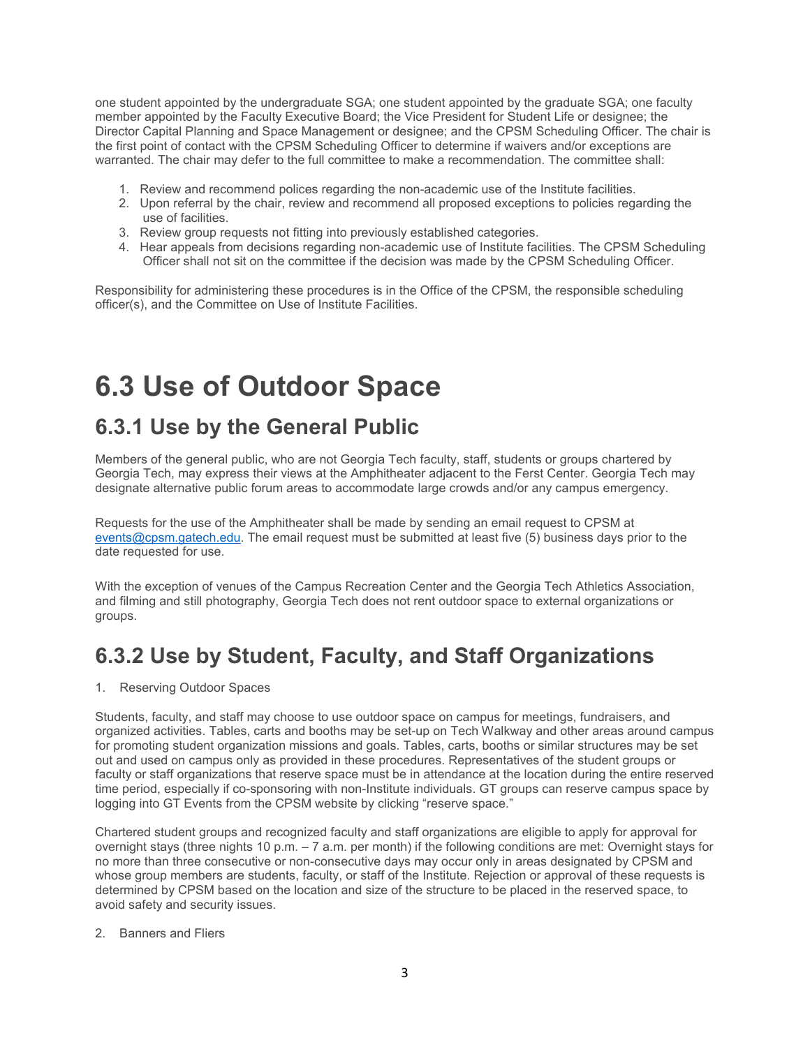one student appointed by the undergraduate SGA; one student appointed by the graduate SGA; one faculty member appointed by the Faculty Executive Board; the Vice President for Student Life or designee; the Director Capital Planning and Space Management or designee; and the CPSM Scheduling Officer. The chair is the first point of contact with the CPSM Scheduling Officer to determine if waivers and/or exceptions are warranted. The chair may defer to the full committee to make a recommendation. The committee shall:

1. Review and recommend polices regarding the non-academic use of the Institute facilities.
2. Upon referral by the chair, review and recommend all proposed exceptions to policies regarding the use of facilities.
3. Review group requests not fitting into previously established categories.
4. Hear appeals from decisions regarding non-academic use of Institute facilities. The CPSM Scheduling Officer shall not sit on the committee if the decision was made by the CPSM Scheduling Officer.

Responsibility for administering these procedures is in the Office of the CPSM, the responsible scheduling officer(s), and the Committee on Use of Institute Facilities.

# 6.3 Use of Outdoor Space

## 6.3.1 Use by the General Public

Members of the general public, who are not Georgia Tech faculty, staff, students or groups chartered by Georgia Tech, may express their views at the Amphitheater adjacent to the Ferst Center. Georgia Tech may designate alternative public forum areas to accommodate large crowds and/or any campus emergency.

Requests for the use of the Amphitheater shall be made by sending an email request to CPSM at events@cpsm.gatech.edu. The email request must be submitted at least five (5) business days prior to the date requested for use.

With the exception of venues of the Campus Recreation Center and the Georgia Tech Athletics Association, and filming and still photography, Georgia Tech does not rent outdoor space to external organizations or groups.

## 6.3.2 Use by Student, Faculty, and Staff Organizations

1. Reserving Outdoor Spaces

Students, faculty, and staff may choose to use outdoor space on campus for meetings, fundraisers, and organized activities. Tables, carts and booths may be set-up on Tech Walkway and other areas around campus for promoting student organization missions and goals. Tables, carts, booths or similar structures may be set out and used on campus only as provided in these procedures. Representatives of the student groups or faculty or staff organizations that reserve space must be in attendance at the location during the entire reserved time period, especially if co-sponsoring with non-Institute individuals. GT groups can reserve campus space by logging into GT Events from the CPSM website by clicking "reserve space."

Chartered student groups and recognized faculty and staff organizations are eligible to apply for approval for overnight stays (three nights 10 p.m. – 7 a.m. per month) if the following conditions are met: Overnight stays for no more than three consecutive or non-consecutive days may occur only in areas designated by CPSM and whose group members are students, faculty, or staff of the Institute. Rejection or approval of these requests is determined by CPSM based on the location and size of the structure to be placed in the reserved space, to avoid safety and security issues.

2. Banners and Fliers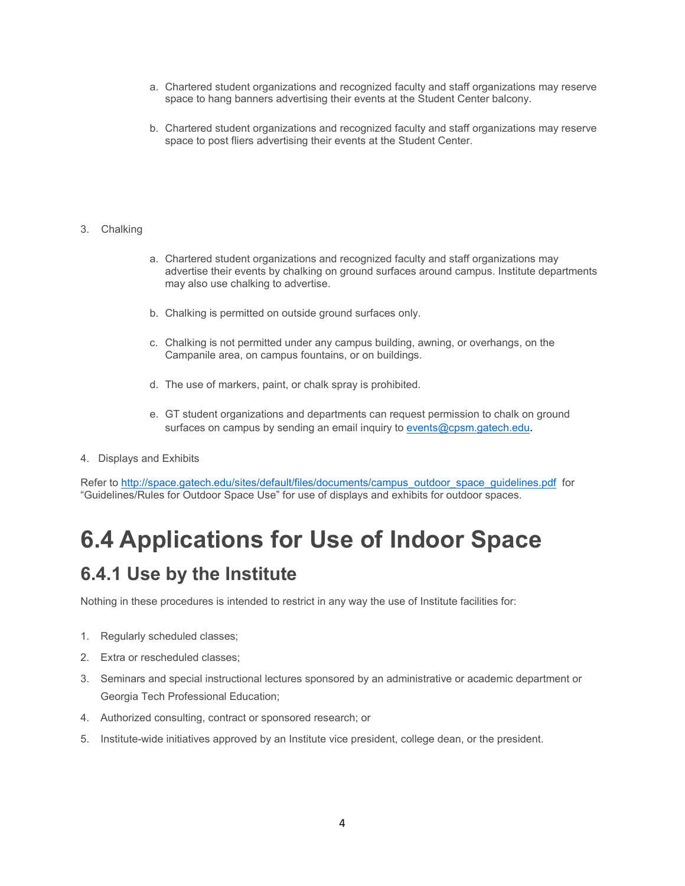a. Chartered student organizations and recognized faculty and staff organizations may reserve space to hang banners advertising their events at the Student Center balcony.

b. Chartered student organizations and recognized faculty and staff organizations may reserve space to post fliers advertising their events at the Student Center.

3. Chalking

a. Chartered student organizations and recognized faculty and staff organizations may advertise their events by chalking on ground surfaces around campus. Institute departments may also use chalking to advertise.

b. Chalking is permitted on outside ground surfaces only.

c. Chalking is not permitted under any campus building, awning, or overhangs, on the Campanile area, on campus fountains, or on buildings.

d. The use of markers, paint, or chalk spray is prohibited.

e. GT student organizations and departments can request permission to chalk on ground surfaces on campus by sending an email inquiry to [events@cpsm.gatech.edu](mailto:events@cpsm.gatech.edu).

4. Displays and Exhibits

Refer to [http://space.gatech.edu/sites/default/files/documents/campus_outdoor_space_guidelines.pdf](http://space.gatech.edu/sites/default/files/documents/campus_outdoor_space_guidelines.pdf) for "Guidelines/Rules for Outdoor Space Use" for use of displays and exhibits for outdoor spaces.

# 6.4 Applications for Use of Indoor Space

## 6.4.1 Use by the Institute

Nothing in these procedures is intended to restrict in any way the use of Institute facilities for:

1. Regularly scheduled classes;
2. Extra or rescheduled classes;
3. Seminars and special instructional lectures sponsored by an administrative or academic department or Georgia Tech Professional Education;
4. Authorized consulting, contract or sponsored research; or
5. Institute-wide initiatives approved by an Institute vice president, college dean, or the president.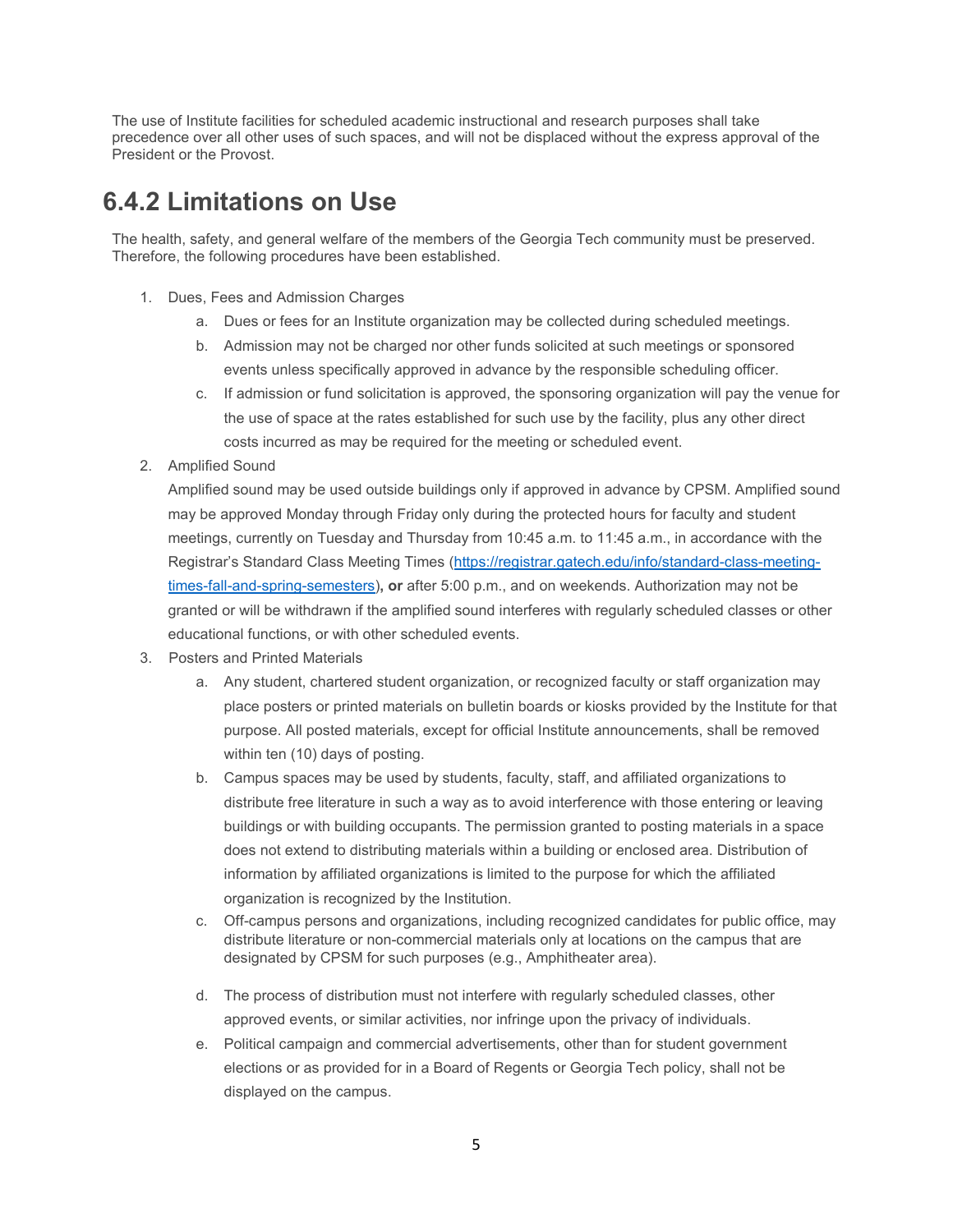The use of Institute facilities for scheduled academic instructional and research purposes shall take precedence over all other uses of such spaces, and will not be displaced without the express approval of the President or the Provost.

## 6.4.2 Limitations on Use

The health, safety, and general welfare of the members of the Georgia Tech community must be preserved. Therefore, the following procedures have been established.

1. Dues, Fees and Admission Charges
    a. Dues or fees for an Institute organization may be collected during scheduled meetings.
    b. Admission may not be charged nor other funds solicited at such meetings or sponsored events unless specifically approved in advance by the responsible scheduling officer.
    c. If admission or fund solicitation is approved, the sponsoring organization will pay the venue for the use of space at the rates established for such use by the facility, plus any other direct costs incurred as may be required for the meeting or scheduled event.
2. Amplified Sound
   Amplified sound may be used outside buildings only if approved in advance by CPSM. Amplified sound may be approved Monday through Friday only during the protected hours for faculty and student meetings, currently on Tuesday and Thursday from 10:45 a.m. to 11:45 a.m., in accordance with the Registrar's Standard Class Meeting Times ([https://registrar.gatech.edu/info/standard-class-meeting-times-fall-and-spring-semesters](https://registrar.gatech.edu/info/standard-class-meeting-times-fall-and-spring-semesters))**, or** after 5:00 p.m., and on weekends. Authorization may not be granted or will be withdrawn if the amplified sound interferes with regularly scheduled classes or other educational functions, or with other scheduled events.
3. Posters and Printed Materials
    a. Any student, chartered student organization, or recognized faculty or staff organization may place posters or printed materials on bulletin boards or kiosks provided by the Institute for that purpose. All posted materials, except for official Institute announcements, shall be removed within ten (10) days of posting.
    b. Campus spaces may be used by students, faculty, staff, and affiliated organizations to distribute free literature in such a way as to avoid interference with those entering or leaving buildings or with building occupants. The permission granted to posting materials in a space does not extend to distributing materials within a building or enclosed area. Distribution of information by affiliated organizations is limited to the purpose for which the affiliated organization is recognized by the Institution.
    c. Off-campus persons and organizations, including recognized candidates for public office, may distribute literature or non-commercial materials only at locations on the campus that are designated by CPSM for such purposes (e.g., Amphitheater area).
    d. The process of distribution must not interfere with regularly scheduled classes, other approved events, or similar activities, nor infringe upon the privacy of individuals.
    e. Political campaign and commercial advertisements, other than for student government elections or as provided for in a Board of Regents or Georgia Tech policy, shall not be displayed on the campus.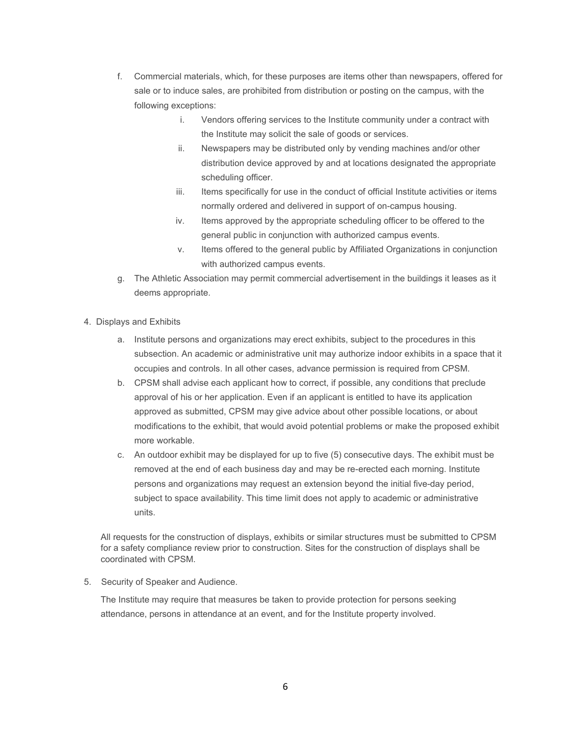f. Commercial materials, which, for these purposes are items other than newspapers, offered for sale or to induce sales, are prohibited from distribution or posting on the campus, with the following exceptions:
   i. Vendors offering services to the Institute community under a contract with the Institute may solicit the sale of goods or services.
   ii. Newspapers may be distributed only by vending machines and/or other distribution device approved by and at locations designated the appropriate scheduling officer.
   iii. Items specifically for use in the conduct of official Institute activities or items normally ordered and delivered in support of on-campus housing.
   iv. Items approved by the appropriate scheduling officer to be offered to the general public in conjunction with authorized campus events.
   v. Items offered to the general public by Affiliated Organizations in conjunction with authorized campus events.

g. The Athletic Association may permit commercial advertisement in the buildings it leases as it deems appropriate.

4. Displays and Exhibits

   a. Institute persons and organizations may erect exhibits, subject to the procedures in this subsection. An academic or administrative unit may authorize indoor exhibits in a space that it occupies and controls. In all other cases, advance permission is required from CPSM.

   b. CPSM shall advise each applicant how to correct, if possible, any conditions that preclude approval of his or her application. Even if an applicant is entitled to have its application approved as submitted, CPSM may give advice about other possible locations, or about modifications to the exhibit, that would avoid potential problems or make the proposed exhibit more workable.

   c. An outdoor exhibit may be displayed for up to five (5) consecutive days. The exhibit must be removed at the end of each business day and may be re-erected each morning. Institute persons and organizations may request an extension beyond the initial five-day period, subject to space availability. This time limit does not apply to academic or administrative units.

   All requests for the construction of displays, exhibits or similar structures must be submitted to CPSM for a safety compliance review prior to construction. Sites for the construction of displays shall be coordinated with CPSM.

5. Security of Speaker and Audience.

   The Institute may require that measures be taken to provide protection for persons seeking attendance, persons in attendance at an event, and for the Institute property involved.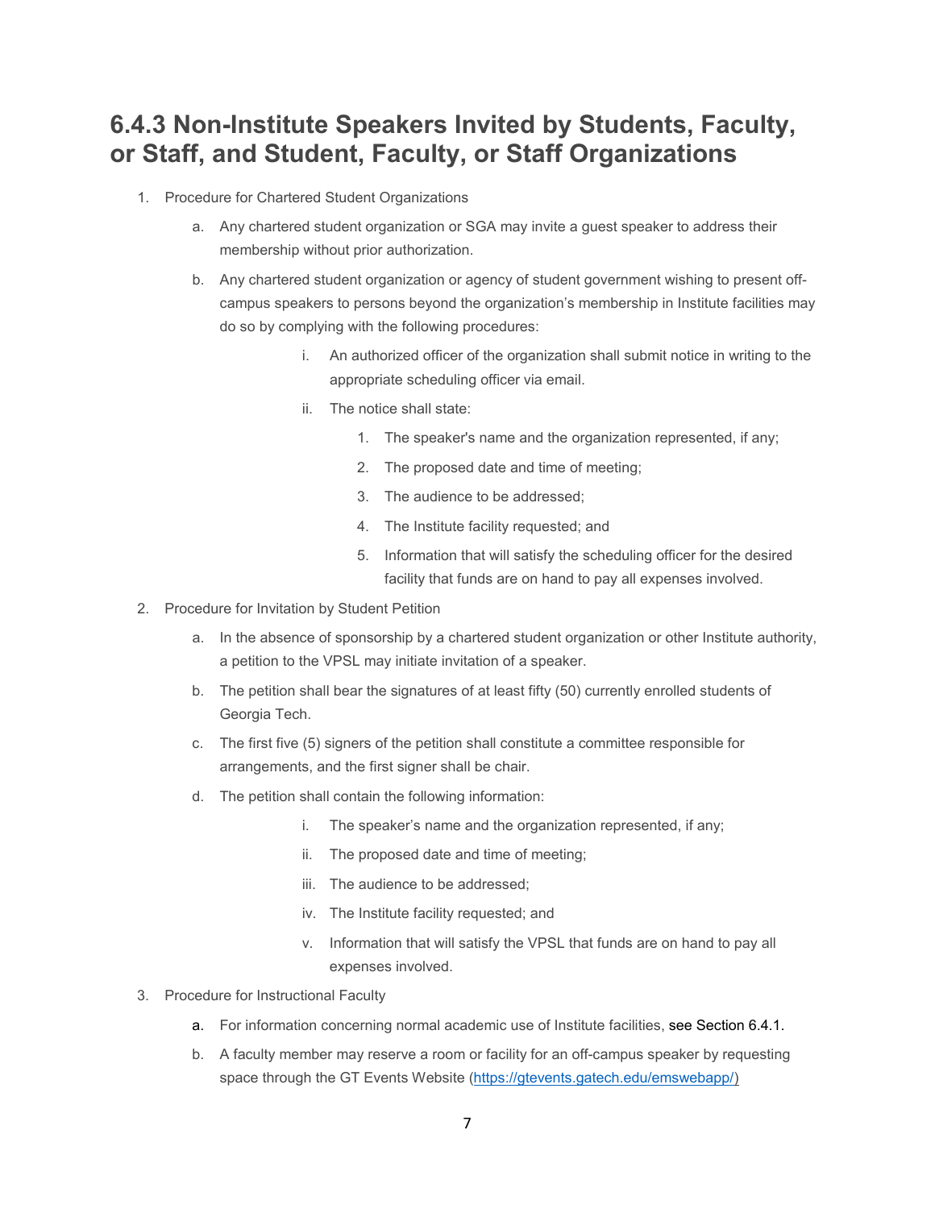## 6.4.3 Non-Institute Speakers Invited by Students, Faculty, or Staff, and Student, Faculty, or Staff Organizations

1. Procedure for Chartered Student Organizations
    a. Any chartered student organization or SGA may invite a guest speaker to address their membership without prior authorization.
    b. Any chartered student organization or agency of student government wishing to present off-campus speakers to persons beyond the organization's membership in Institute facilities may do so by complying with the following procedures:
        i. An authorized officer of the organization shall submit notice in writing to the appropriate scheduling officer via email.
        ii. The notice shall state:
            1. The speaker's name and the organization represented, if any;
            2. The proposed date and time of meeting;
            3. The audience to be addressed;
            4. The Institute facility requested; and
            5. Information that will satisfy the scheduling officer for the desired facility that funds are on hand to pay all expenses involved.
2. Procedure for Invitation by Student Petition
    a. In the absence of sponsorship by a chartered student organization or other Institute authority, a petition to the VPSL may initiate invitation of a speaker.
    b. The petition shall bear the signatures of at least fifty (50) currently enrolled students of Georgia Tech.
    c. The first five (5) signers of the petition shall constitute a committee responsible for arrangements, and the first signer shall be chair.
    d. The petition shall contain the following information:
        i. The speaker's name and the organization represented, if any;
        ii. The proposed date and time of meeting;
        iii. The audience to be addressed;
        iv. The Institute facility requested; and
        v. Information that will satisfy the VPSL that funds are on hand to pay all expenses involved.
3. Procedure for Instructional Faculty
    a. For information concerning normal academic use of Institute facilities, see Section 6.4.1.
    b. A faculty member may reserve a room or facility for an off-campus speaker by requesting space through the GT Events Website (https://gtevents.gatech.edu/emswebapp/)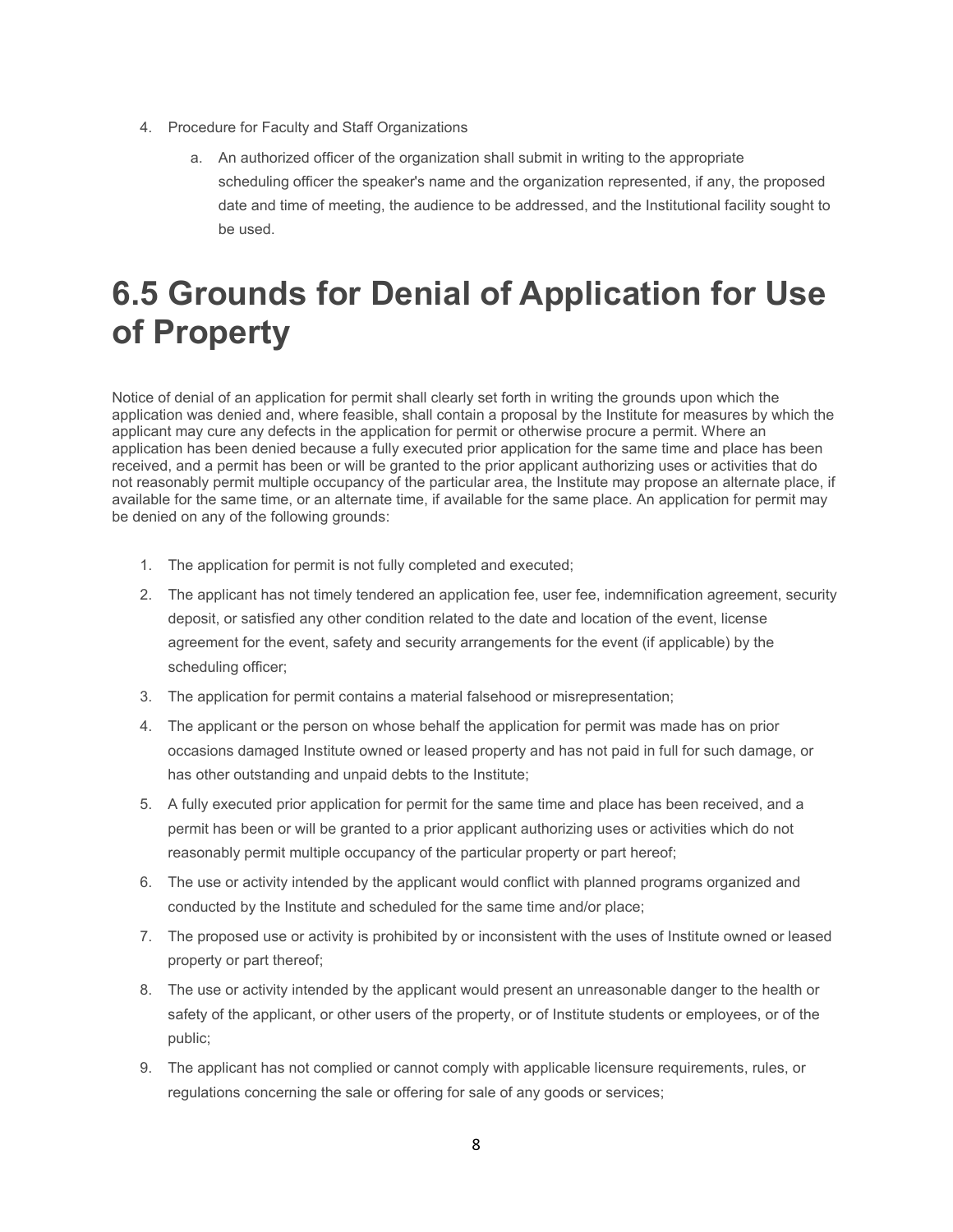4. Procedure for Faculty and Staff Organizations

    a. An authorized officer of the organization shall submit in writing to the appropriate scheduling officer the speaker's name and the organization represented, if any, the proposed date and time of meeting, the audience to be addressed, and the Institutional facility sought to be used.

# 6.5 Grounds for Denial of Application for Use of Property

Notice of denial of an application for permit shall clearly set forth in writing the grounds upon which the application was denied and, where feasible, shall contain a proposal by the Institute for measures by which the applicant may cure any defects in the application for permit or otherwise procure a permit. Where an application has been denied because a fully executed prior application for the same time and place has been received, and a permit has been or will be granted to the prior applicant authorizing uses or activities that do not reasonably permit multiple occupancy of the particular area, the Institute may propose an alternate place, if available for the same time, or an alternate time, if available for the same place. An application for permit may be denied on any of the following grounds:

1. The application for permit is not fully completed and executed;
2. The applicant has not timely tendered an application fee, user fee, indemnification agreement, security deposit, or satisfied any other condition related to the date and location of the event, license agreement for the event, safety and security arrangements for the event (if applicable) by the scheduling officer;
3. The application for permit contains a material falsehood or misrepresentation;
4. The applicant or the person on whose behalf the application for permit was made has on prior occasions damaged Institute owned or leased property and has not paid in full for such damage, or has other outstanding and unpaid debts to the Institute;
5. A fully executed prior application for permit for the same time and place has been received, and a permit has been or will be granted to a prior applicant authorizing uses or activities which do not reasonably permit multiple occupancy of the particular property or part hereof;
6. The use or activity intended by the applicant would conflict with planned programs organized and conducted by the Institute and scheduled for the same time and/or place;
7. The proposed use or activity is prohibited by or inconsistent with the uses of Institute owned or leased property or part thereof;
8. The use or activity intended by the applicant would present an unreasonable danger to the health or safety of the applicant, or other users of the property, or of Institute students or employees, or of the public;
9. The applicant has not complied or cannot comply with applicable licensure requirements, rules, or regulations concerning the sale or offering for sale of any goods or services;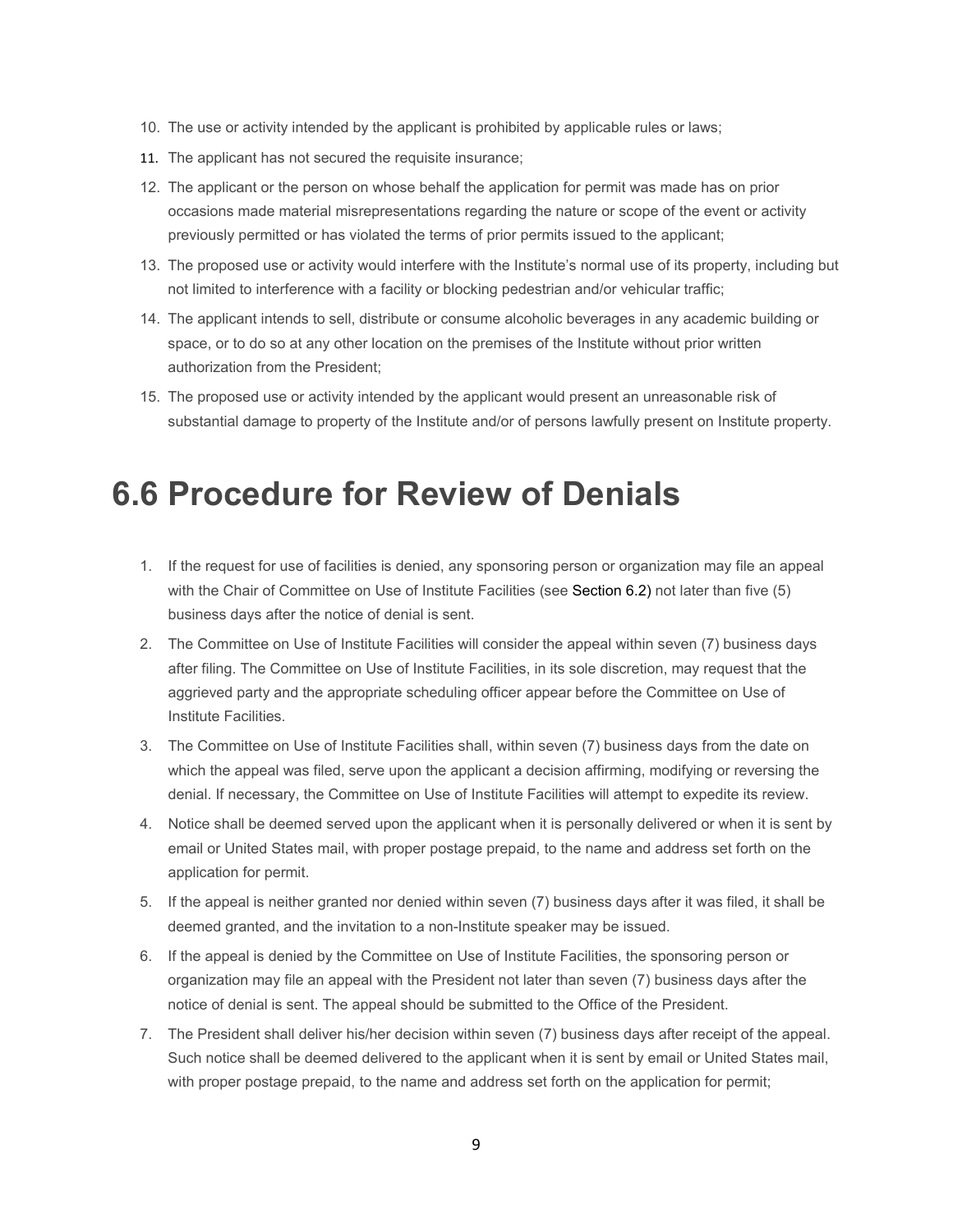10. The use or activity intended by the applicant is prohibited by applicable rules or laws;
11. The applicant has not secured the requisite insurance;
12. The applicant or the person on whose behalf the application for permit was made has on prior occasions made material misrepresentations regarding the nature or scope of the event or activity previously permitted or has violated the terms of prior permits issued to the applicant;
13. The proposed use or activity would interfere with the Institute's normal use of its property, including but not limited to interference with a facility or blocking pedestrian and/or vehicular traffic;
14. The applicant intends to sell, distribute or consume alcoholic beverages in any academic building or space, or to do so at any other location on the premises of the Institute without prior written authorization from the President;
15. The proposed use or activity intended by the applicant would present an unreasonable risk of substantial damage to property of the Institute and/or of persons lawfully present on Institute property.

# 6.6 Procedure for Review of Denials

1. If the request for use of facilities is denied, any sponsoring person or organization may file an appeal with the Chair of Committee on Use of Institute Facilities (see Section 6.2) not later than five (5) business days after the notice of denial is sent.
2. The Committee on Use of Institute Facilities will consider the appeal within seven (7) business days after filing. The Committee on Use of Institute Facilities, in its sole discretion, may request that the aggrieved party and the appropriate scheduling officer appear before the Committee on Use of Institute Facilities.
3. The Committee on Use of Institute Facilities shall, within seven (7) business days from the date on which the appeal was filed, serve upon the applicant a decision affirming, modifying or reversing the denial. If necessary, the Committee on Use of Institute Facilities will attempt to expedite its review.
4. Notice shall be deemed served upon the applicant when it is personally delivered or when it is sent by email or United States mail, with proper postage prepaid, to the name and address set forth on the application for permit.
5. If the appeal is neither granted nor denied within seven (7) business days after it was filed, it shall be deemed granted, and the invitation to a non-Institute speaker may be issued.
6. If the appeal is denied by the Committee on Use of Institute Facilities, the sponsoring person or organization may file an appeal with the President not later than seven (7) business days after the notice of denial is sent. The appeal should be submitted to the Office of the President.
7. The President shall deliver his/her decision within seven (7) business days after receipt of the appeal. Such notice shall be deemed delivered to the applicant when it is sent by email or United States mail, with proper postage prepaid, to the name and address set forth on the application for permit;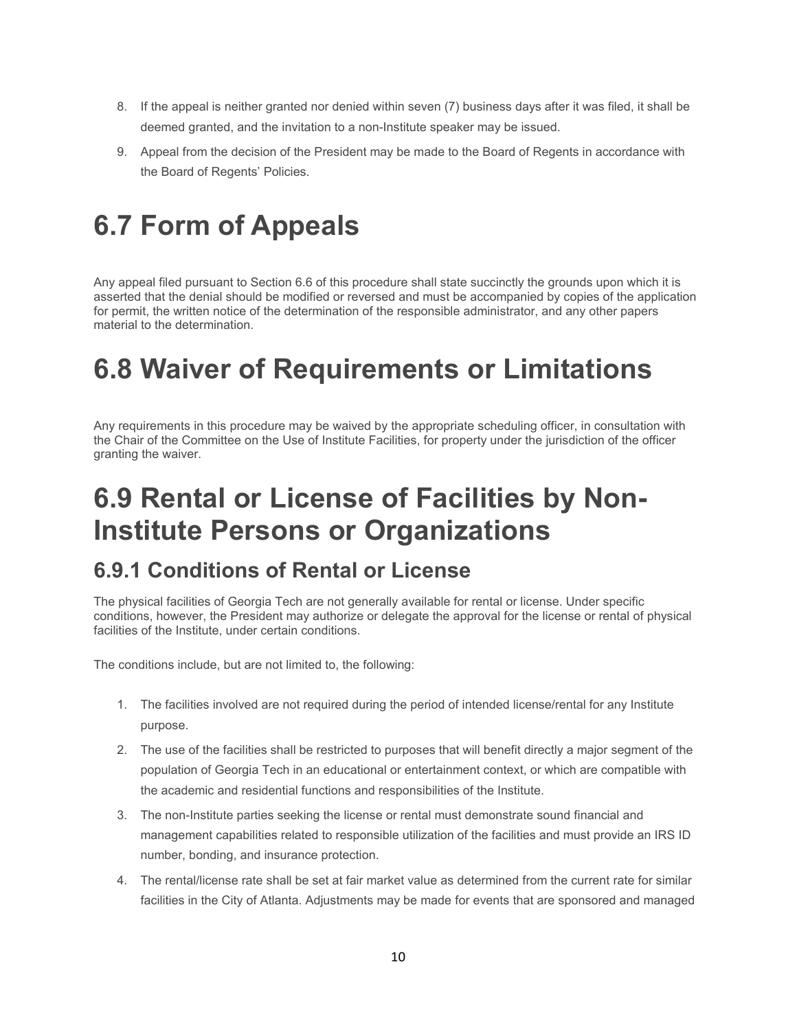8. If the appeal is neither granted nor denied within seven (7) business days after it was filed, it shall be deemed granted, and the invitation to a non-Institute speaker may be issued.
9. Appeal from the decision of the President may be made to the Board of Regents in accordance with the Board of Regents' Policies.

# 6.7 Form of Appeals

Any appeal filed pursuant to Section 6.6 of this procedure shall state succinctly the grounds upon which it is asserted that the denial should be modified or reversed and must be accompanied by copies of the application for permit, the written notice of the determination of the responsible administrator, and any other papers material to the determination.

# 6.8 Waiver of Requirements or Limitations

Any requirements in this procedure may be waived by the appropriate scheduling officer, in consultation with the Chair of the Committee on the Use of Institute Facilities, for property under the jurisdiction of the officer granting the waiver.

# 6.9 Rental or License of Facilities by Non-Institute Persons or Organizations

## 6.9.1 Conditions of Rental or License

The physical facilities of Georgia Tech are not generally available for rental or license. Under specific conditions, however, the President may authorize or delegate the approval for the license or rental of physical facilities of the Institute, under certain conditions.

The conditions include, but are not limited to, the following:

1. The facilities involved are not required during the period of intended license/rental for any Institute purpose.
2. The use of the facilities shall be restricted to purposes that will benefit directly a major segment of the population of Georgia Tech in an educational or entertainment context, or which are compatible with the academic and residential functions and responsibilities of the Institute.
3. The non-Institute parties seeking the license or rental must demonstrate sound financial and management capabilities related to responsible utilization of the facilities and must provide an IRS ID number, bonding, and insurance protection.
4. The rental/license rate shall be set at fair market value as determined from the current rate for similar facilities in the City of Atlanta. Adjustments may be made for events that are sponsored and managed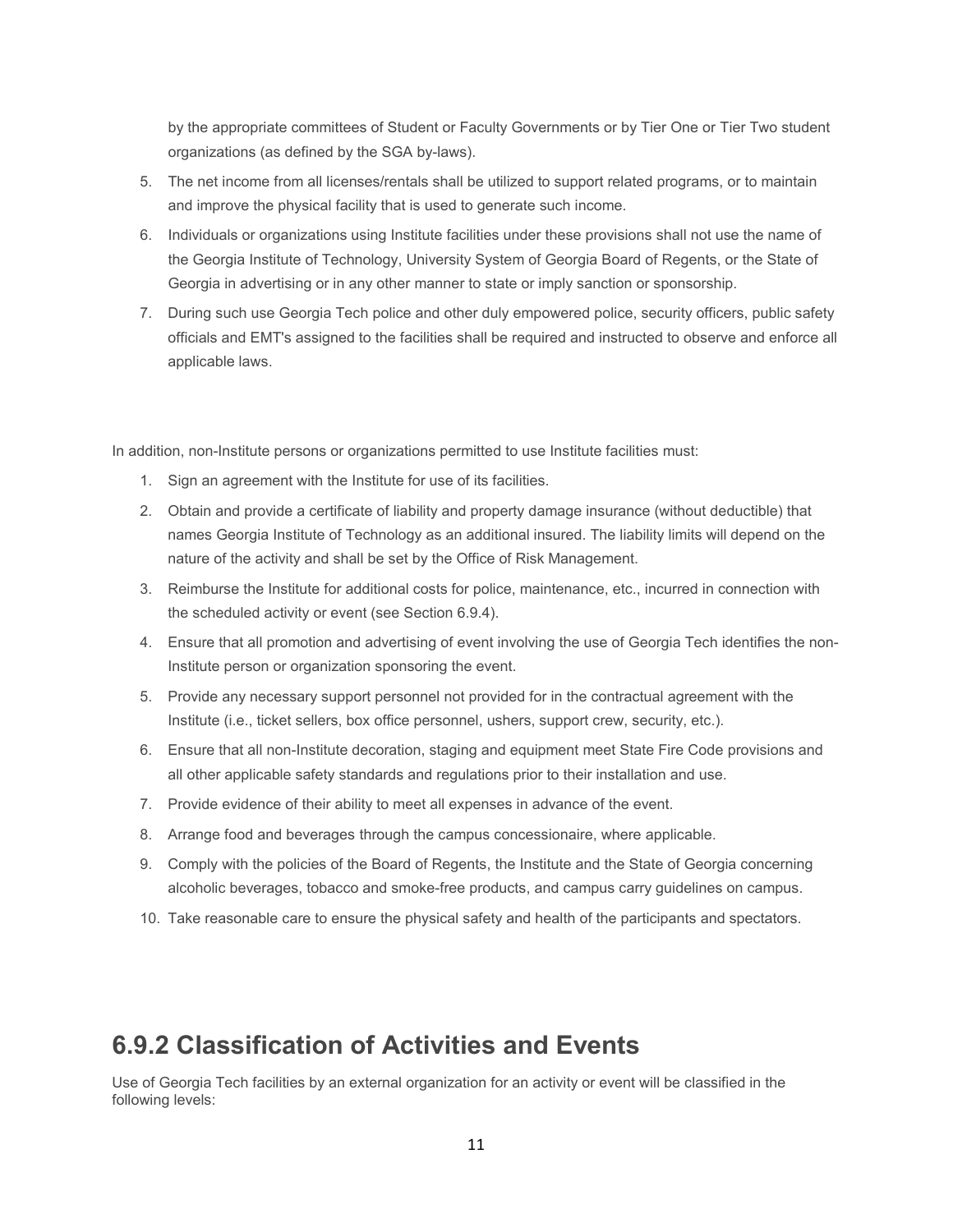by the appropriate committees of Student or Faculty Governments or by Tier One or Tier Two student organizations (as defined by the SGA by-laws).

5. The net income from all licenses/rentals shall be utilized to support related programs, or to maintain and improve the physical facility that is used to generate such income.
6. Individuals or organizations using Institute facilities under these provisions shall not use the name of the Georgia Institute of Technology, University System of Georgia Board of Regents, or the State of Georgia in advertising or in any other manner to state or imply sanction or sponsorship.
7. During such use Georgia Tech police and other duly empowered police, security officers, public safety officials and EMT's assigned to the facilities shall be required and instructed to observe and enforce all applicable laws.

In addition, non-Institute persons or organizations permitted to use Institute facilities must:

1. Sign an agreement with the Institute for use of its facilities.
2. Obtain and provide a certificate of liability and property damage insurance (without deductible) that names Georgia Institute of Technology as an additional insured. The liability limits will depend on the nature of the activity and shall be set by the Office of Risk Management.
3. Reimburse the Institute for additional costs for police, maintenance, etc., incurred in connection with the scheduled activity or event (see Section 6.9.4).
4. Ensure that all promotion and advertising of event involving the use of Georgia Tech identifies the non-Institute person or organization sponsoring the event.
5. Provide any necessary support personnel not provided for in the contractual agreement with the Institute (i.e., ticket sellers, box office personnel, ushers, support crew, security, etc.).
6. Ensure that all non-Institute decoration, staging and equipment meet State Fire Code provisions and all other applicable safety standards and regulations prior to their installation and use.
7. Provide evidence of their ability to meet all expenses in advance of the event.
8. Arrange food and beverages through the campus concessionaire, where applicable.
9. Comply with the policies of the Board of Regents, the Institute and the State of Georgia concerning alcoholic beverages, tobacco and smoke-free products, and campus carry guidelines on campus.
10. Take reasonable care to ensure the physical safety and health of the participants and spectators.

## 6.9.2 Classification of Activities and Events

Use of Georgia Tech facilities by an external organization for an activity or event will be classified in the following levels: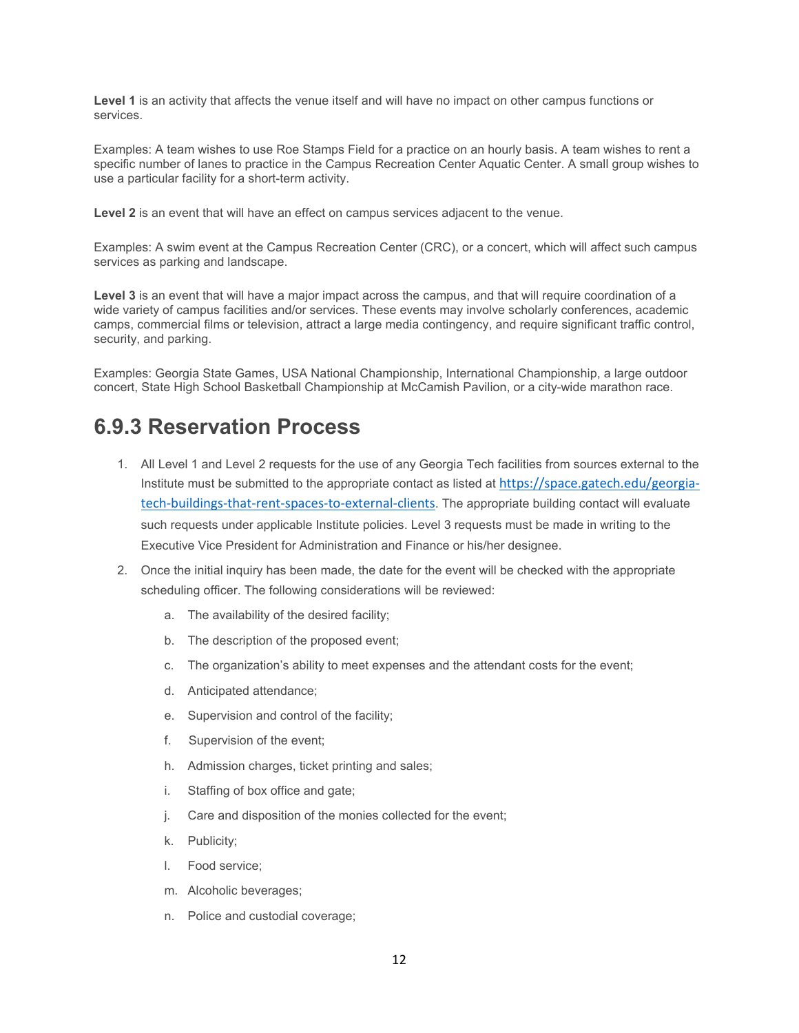**Level 1** is an activity that affects the venue itself and will have no impact on other campus functions or services.

Examples: A team wishes to use Roe Stamps Field for a practice on an hourly basis. A team wishes to rent a specific number of lanes to practice in the Campus Recreation Center Aquatic Center. A small group wishes to use a particular facility for a short-term activity.

**Level 2** is an event that will have an effect on campus services adjacent to the venue.

Examples: A swim event at the Campus Recreation Center (CRC), or a concert, which will affect such campus services as parking and landscape.

**Level 3** is an event that will have a major impact across the campus, and that will require coordination of a wide variety of campus facilities and/or services. These events may involve scholarly conferences, academic camps, commercial films or television, attract a large media contingency, and require significant traffic control, security, and parking.

Examples: Georgia State Games, USA National Championship, International Championship, a large outdoor concert, State High School Basketball Championship at McCamish Pavilion, or a city-wide marathon race.

## 6.9.3 Reservation Process

1. All Level 1 and Level 2 requests for the use of any Georgia Tech facilities from sources external to the Institute must be submitted to the appropriate contact as listed at https://space.gatech.edu/georgia-tech-buildings-that-rent-spaces-to-external-clients. The appropriate building contact will evaluate such requests under applicable Institute policies. Level 3 requests must be made in writing to the Executive Vice President for Administration and Finance or his/her designee.
2. Once the initial inquiry has been made, the date for the event will be checked with the appropriate scheduling officer. The following considerations will be reviewed:
    - a. The availability of the desired facility;
    - b. The description of the proposed event;
    - c. The organization's ability to meet expenses and the attendant costs for the event;
    - d. Anticipated attendance;
    - e. Supervision and control of the facility;
    - f. Supervision of the event;
    - h. Admission charges, ticket printing and sales;
    - i. Staffing of box office and gate;
    - j. Care and disposition of the monies collected for the event;
    - k. Publicity;
    - l. Food service;
    - m. Alcoholic beverages;
    - n. Police and custodial coverage;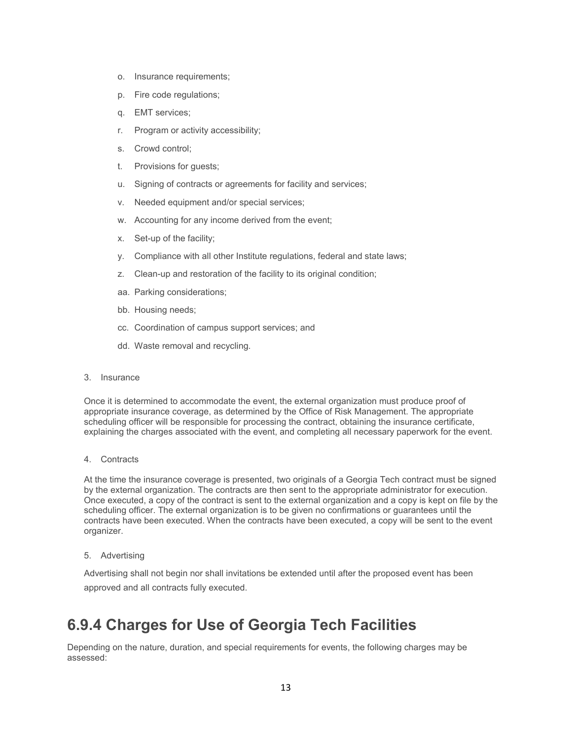o. Insurance requirements;

p. Fire code regulations;

q. EMT services;

r. Program or activity accessibility;

s. Crowd control;

t. Provisions for guests;

u. Signing of contracts or agreements for facility and services;

v. Needed equipment and/or special services;

w. Accounting for any income derived from the event;

x. Set-up of the facility;

y. Compliance with all other Institute regulations, federal and state laws;

z. Clean-up and restoration of the facility to its original condition;

aa. Parking considerations;

bb. Housing needs;

cc. Coordination of campus support services; and

dd. Waste removal and recycling.

3. Insurance

Once it is determined to accommodate the event, the external organization must produce proof of appropriate insurance coverage, as determined by the Office of Risk Management. The appropriate scheduling officer will be responsible for processing the contract, obtaining the insurance certificate, explaining the charges associated with the event, and completing all necessary paperwork for the event.

4. Contracts

At the time the insurance coverage is presented, two originals of a Georgia Tech contract must be signed by the external organization. The contracts are then sent to the appropriate administrator for execution. Once executed, a copy of the contract is sent to the external organization and a copy is kept on file by the scheduling officer. The external organization is to be given no confirmations or guarantees until the contracts have been executed. When the contracts have been executed, a copy will be sent to the event organizer.

5. Advertising

Advertising shall not begin nor shall invitations be extended until after the proposed event has been approved and all contracts fully executed.

## 6.9.4 Charges for Use of Georgia Tech Facilities

Depending on the nature, duration, and special requirements for events, the following charges may be assessed: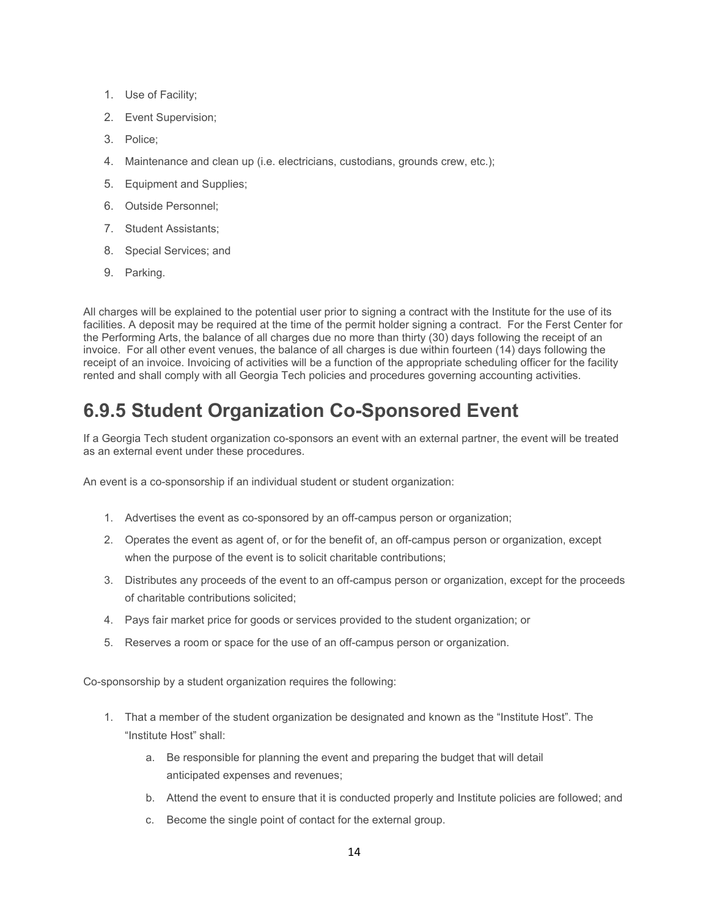1. Use of Facility;
2. Event Supervision;
3. Police;
4. Maintenance and clean up (i.e. electricians, custodians, grounds crew, etc.);
5. Equipment and Supplies;
6. Outside Personnel;
7. Student Assistants;
8. Special Services; and
9. Parking.

All charges will be explained to the potential user prior to signing a contract with the Institute for the use of its facilities. A deposit may be required at the time of the permit holder signing a contract. For the Ferst Center for the Performing Arts, the balance of all charges due no more than thirty (30) days following the receipt of an invoice. For all other event venues, the balance of all charges is due within fourteen (14) days following the receipt of an invoice. Invoicing of activities will be a function of the appropriate scheduling officer for the facility rented and shall comply with all Georgia Tech policies and procedures governing accounting activities.

## 6.9.5 Student Organization Co-Sponsored Event

If a Georgia Tech student organization co-sponsors an event with an external partner, the event will be treated as an external event under these procedures.

An event is a co-sponsorship if an individual student or student organization:

1. Advertises the event as co-sponsored by an off-campus person or organization;
2. Operates the event as agent of, or for the benefit of, an off-campus person or organization, except when the purpose of the event is to solicit charitable contributions;
3. Distributes any proceeds of the event to an off-campus person or organization, except for the proceeds of charitable contributions solicited;
4. Pays fair market price for goods or services provided to the student organization; or
5. Reserves a room or space for the use of an off-campus person or organization.

Co-sponsorship by a student organization requires the following:

1. That a member of the student organization be designated and known as the "Institute Host". The "Institute Host" shall:
    a. Be responsible for planning the event and preparing the budget that will detail anticipated expenses and revenues;
    b. Attend the event to ensure that it is conducted properly and Institute policies are followed; and
    c. Become the single point of contact for the external group.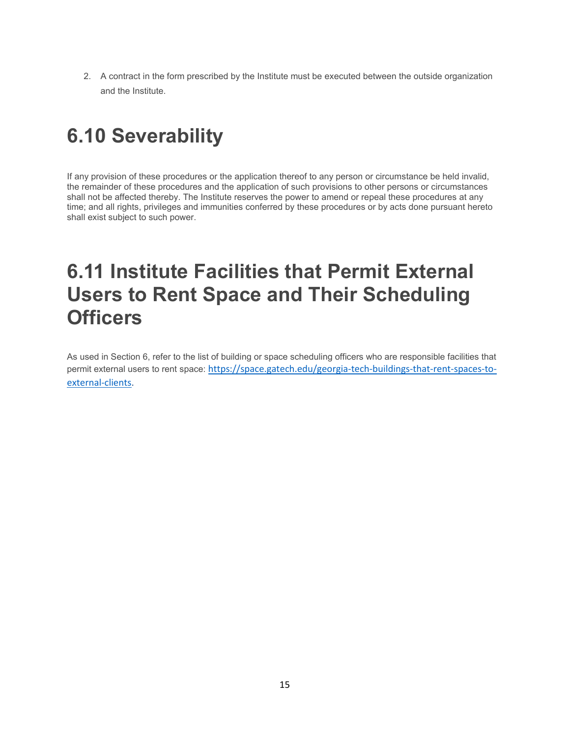2. A contract in the form prescribed by the Institute must be executed between the outside organization and the Institute.

# 6.10 Severability

If any provision of these procedures or the application thereof to any person or circumstance be held invalid, the remainder of these procedures and the application of such provisions to other persons or circumstances shall not be affected thereby. The Institute reserves the power to amend or repeal these procedures at any time; and all rights, privileges and immunities conferred by these procedures or by acts done pursuant hereto shall exist subject to such power.

# 6.11 Institute Facilities that Permit External Users to Rent Space and Their Scheduling Officers

As used in Section 6, refer to the list of building or space scheduling officers who are responsible facilities that permit external users to rent space: [https://space.gatech.edu/georgia-tech-buildings-that-rent-spaces-to-external-clients](https://space.gatech.edu/georgia-tech-buildings-that-rent-spaces-to-external-clients).